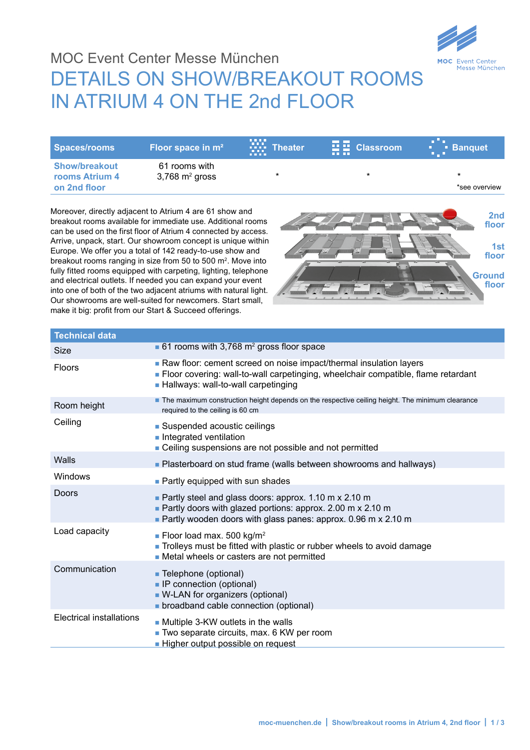MOC Event Center Messe München

# DETAILS ON SHOW/BREAKOUT ROOMS IN ATRIUM 4 ON THE 2nd FLOOR

| Spaces/rooms | Floor space in m² | Theater | Classroom | Banquet |
|---|---|---|---|---|
| **Show/breakout rooms Atrium 4 on 2nd floor** | 61 rooms with 3,768 m² gross | * | * | * <br>*see overview |

Moreover, directly adjacent to Atrium 4 are 61 show and breakout rooms available for immediate use. Additional rooms can be used on the first floor of Atrium 4 connected by access. Arrive, unpack, start. Our showroom concept is unique within Europe. We offer you a total of 142 ready-to-use show and breakout rooms ranging in size from 50 to 500 m². Move into fully fitted rooms equipped with carpeting, lighting, telephone and electrical outlets. If needed you can expand your event into one of both of the two adjacent atriums with natural light. Our showrooms are well-suited for newcomers. Start small, make it big: profit from our Start & Succeed offerings.

2nd floor

1st floor

Ground floor

| Technical data | |
|---|---|
| Size | ▪ 61 rooms with 3,768 m² gross floor space |
| Floors | ▪ Raw floor: cement screed on noise impact/thermal insulation layers<br>▪ Floor covering: wall-to-wall carpetinging, wheelchair compatible, flame retardant<br>▪ Hallways: wall-to-wall carpetinging |
| Room height | ▪ The maximum construction height depends on the respective ceiling height. The minimum clearance required to the ceiling is 60 cm |
| Ceiling | ▪ Suspended acoustic ceilings<br>▪ Integrated ventilation<br>▪ Ceiling suspensions are not possible and not permitted |
| Walls | ▪ Plasterboard on stud frame (walls between showrooms and hallways) |
| Windows | ▪ Partly equipped with sun shades |
| Doors | ▪ Partly steel and glass doors: approx. 1.10 m x 2.10 m<br>▪ Partly doors with glazed portions: approx. 2.00 m x 2.10 m<br>▪ Partly wooden doors with glass panes: approx. 0.96 m x 2.10 m |
| Load capacity | ▪ Floor load max. 500 kg/m²<br>▪ Trolleys must be fitted with plastic or rubber wheels to avoid damage<br>▪ Metal wheels or casters are not permitted |
| Communication | ▪ Telephone (optional)<br>▪ IP connection (optional)<br>▪ W-LAN for organizers (optional)<br>▪ broadband cable connection (optional) |
| Electrical installations | ▪ Multiple 3-KW outlets in the walls<br>▪ Two separate circuits, max. 6 KW per room<br>▪ Higher output possible on request |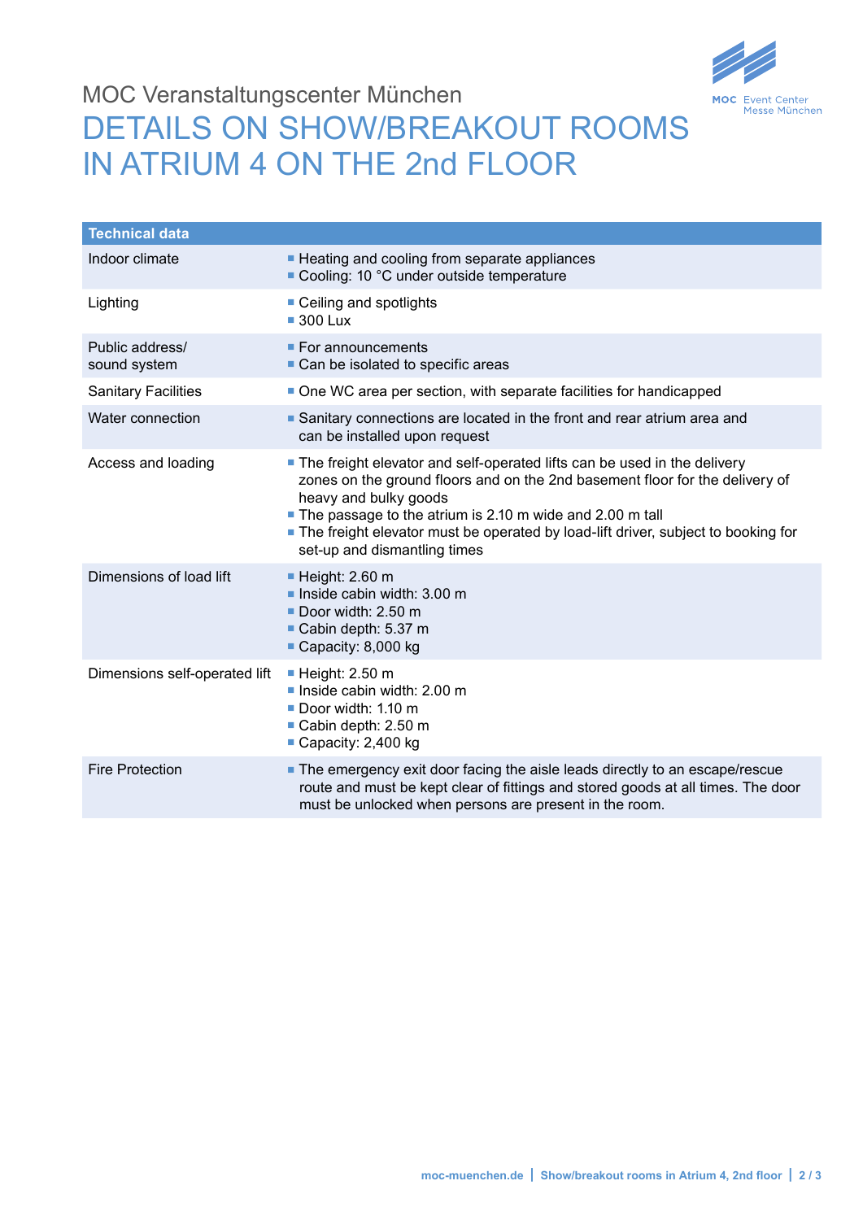MOC Veranstaltungscenter München

# DETAILS ON SHOW/BREAKOUT ROOMS IN ATRIUM 4 ON THE 2nd FLOOR

| Technical data | |
|---|---|
| Indoor climate | ■ Heating and cooling from separate appliances<br>■ Cooling: 10 °C under outside temperature |
| Lighting | ■ Ceiling and spotlights<br>■ 300 Lux |
| Public address/ sound system | ■ For announcements<br>■ Can be isolated to specific areas |
| Sanitary Facilities | ■ One WC area per section, with separate facilities for handicapped |
| Water connection | ■ Sanitary connections are located in the front and rear atrium area and can be installed upon request |
| Access and loading | ■ The freight elevator and self-operated lifts can be used in the delivery zones on the ground floors and on the 2nd basement floor for the delivery of heavy and bulky goods<br>■ The passage to the atrium is 2.10 m wide and 2.00 m tall<br>■ The freight elevator must be operated by load-lift driver, subject to booking for set-up and dismantling times |
| Dimensions of load lift | ■ Height: 2.60 m<br>■ Inside cabin width: 3.00 m<br>■ Door width: 2.50 m<br>■ Cabin depth: 5.37 m<br>■ Capacity: 8,000 kg |
| Dimensions self-operated lift | ■ Height: 2.50 m<br>■ Inside cabin width: 2.00 m<br>■ Door width: 1.10 m<br>■ Cabin depth: 2.50 m<br>■ Capacity: 2,400 kg |
| Fire Protection | ■ The emergency exit door facing the aisle leads directly to an escape/rescue route and must be kept clear of fittings and stored goods at all times. The door must be unlocked when persons are present in the room. |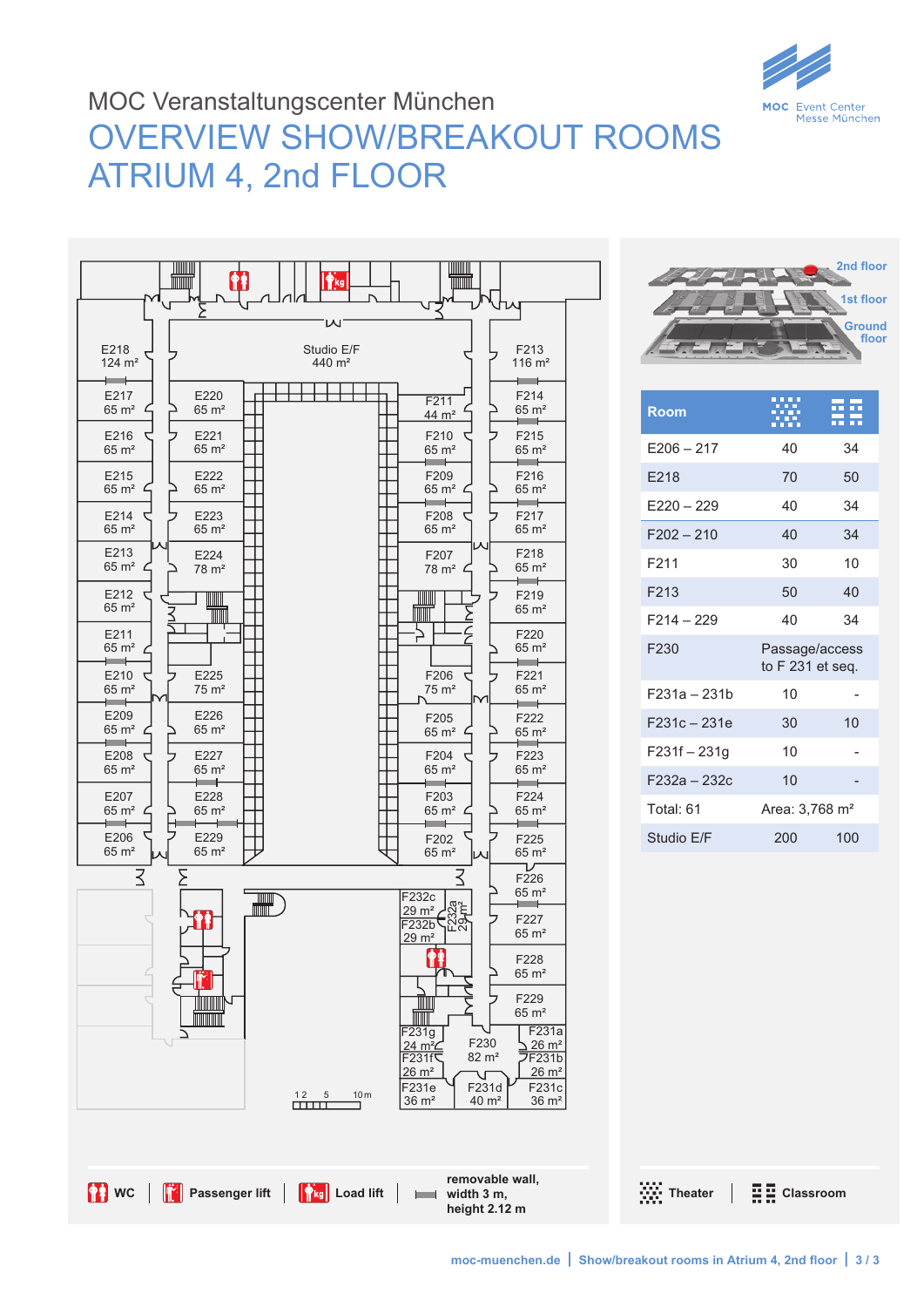MOC Veranstaltungscenter München

# OVERVIEW SHOW/BREAKOUT ROOMS ATRIUM 4, 2nd FLOOR

MOC Event Center Messe München

Studio E/F
440 m²

E218
124 m²

E217
65 m²

E216
65 m²

E215
65 m²

E214
65 m²

E213
65 m²

E212
65 m²

E211
65 m²

E210
65 m²

E209
65 m²

E208
65 m²

E207
65 m²

E206
65 m²

E220
65 m²

E221
65 m²

E222
65 m²

E223
65 m²

E224
78 m²

E225
75 m²

E226
65 m²

E227
65 m²

E228
65 m²

E229
65 m²

F211
44 m²

F210
65 m²

F209
65 m²

F208
65 m²

F207
78 m²

F206
75 m²

F205
65 m²

F204
65 m²

F203
65 m²

F202
65 m²

F213
116 m²

F214
65 m²

F215
65 m²

F216
65 m²

F217
65 m²

F218
65 m²

F219
65 m²

F220
65 m²

F221
65 m²

F222
65 m²

F223
65 m²

F224
65 m²

F225
65 m²

F226
65 m²

F227
65 m²

F228
65 m²

F229
65 m²

F232c
29 m²

F232b
29 m²

F232a
29 m²

F231g
24 m²

F231f
26 m²

F231e
36 m²

F230
82 m²

F231d
40 m²

F231a
26 m²

F231b
26 m²

F231c
36 m²

1 2 5 10 m

2nd floor
1st floor
Ground floor

| Room | Theater | Classroom |
|---|---|---|
| E206 – 217 | 40 | 34 |
| E218 | 70 | 50 |
| E220 – 229 | 40 | 34 |
| F202 – 210 | 40 | 34 |
| F211 | 30 | 10 |
| F213 | 50 | 40 |
| F214 – 229 | 40 | 34 |
| F230 | Passage/access to F 231 et seq. | |
| F231a – 231b | 10 | - |
| F231c – 231e | 30 | 10 |
| F231f – 231g | 10 | - |
| F232a – 232c | 10 | - |
| Total: 61 | Area: 3,768 m² | |
| Studio E/F | 200 | 100 |

**WC** | **Passenger lift** | **Load lift** | **removable wall, width 3 m, height 2.12 m**

**Theater** | **Classroom**

moc-muenchen.de | Show/breakout rooms in Atrium 4, 2nd floor